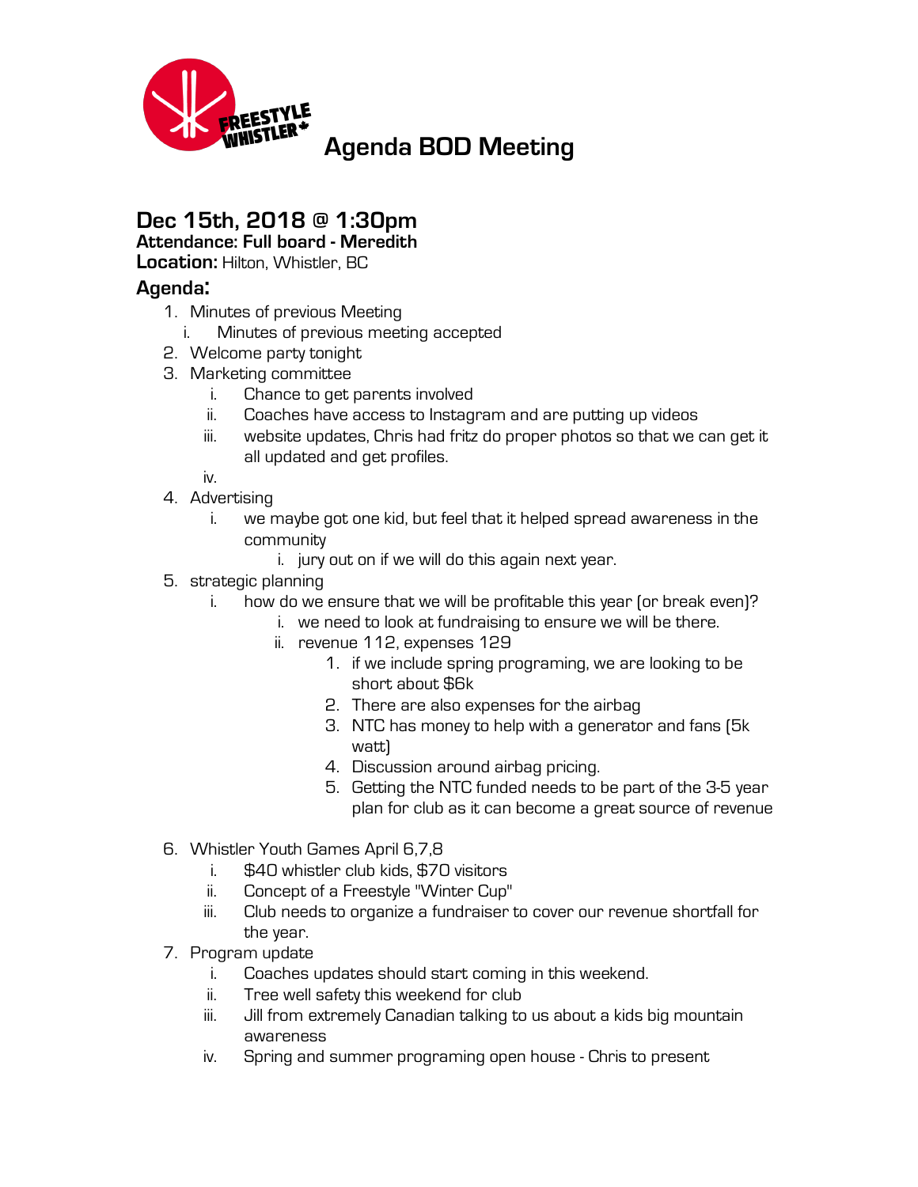# Agenda BOD Meeting

## Dec 15th, 2018 @ 1:30pm

**Attendance: Full board - Meredith**
**Location:** Hilton, Whistler, BC

### Agenda:

1. Minutes of previous Meeting
    i. Minutes of previous meeting accepted
2. Welcome party tonight
3. Marketing committee
    i. Chance to get parents involved
    ii. Coaches have access to Instagram and are putting up videos
    iii. website updates, Chris had fritz do proper photos so that we can get it all updated and get profiles.
    iv.
4. Advertising
    i. we maybe got one kid, but feel that it helped spread awareness in the community
        i. jury out on if we will do this again next year.
5. strategic planning
    i. how do we ensure that we will be profitable this year (or break even)?
        i. we need to look at fundraising to ensure we will be there.
        ii. revenue 112, expenses 129
            1. if we include spring programing, we are looking to be short about $6k
            2. There are also expenses for the airbag
            3. NTC has money to help with a generator and fans (5k watt)
            4. Discussion around airbag pricing.
            5. Getting the NTC funded needs to be part of the 3-5 year plan for club as it can become a great source of revenue
6. Whistler Youth Games April 6,7,8
    i. $40 whistler club kids, $70 visitors
    ii. Concept of a Freestyle "Winter Cup"
    iii. Club needs to organize a fundraiser to cover our revenue shortfall for the year.
7. Program update
    i. Coaches updates should start coming in this weekend.
    ii. Tree well safety this weekend for club
    iii. Jill from extremely Canadian talking to us about a kids big mountain awareness
    iv. Spring and summer programing open house - Chris to present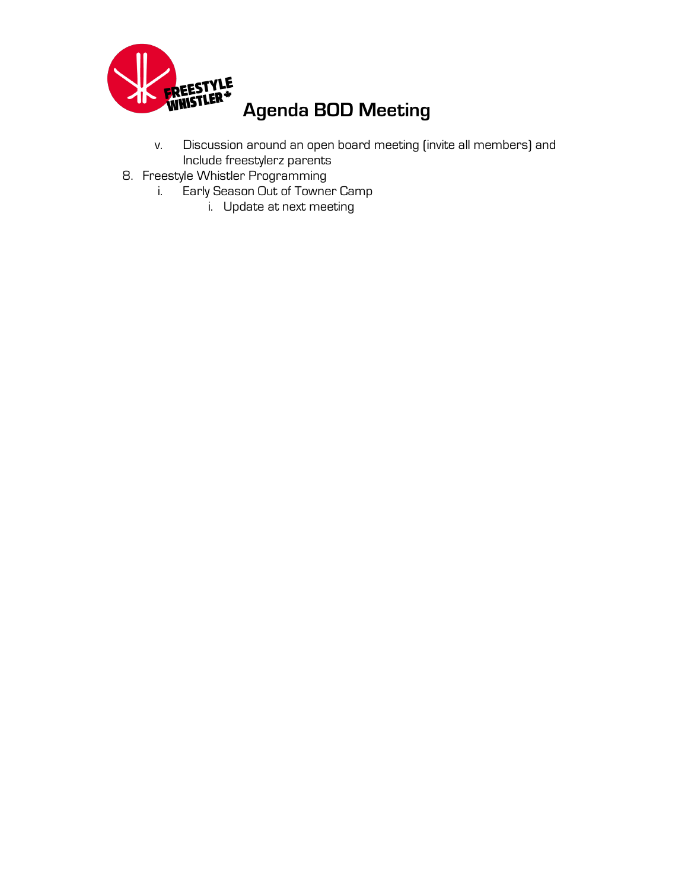# Agenda BOD Meeting

- v. Discussion around an open board meeting (invite all members) and Include freestylerz parents

8. Freestyle Whistler Programming
   - i. Early Season Out of Towner Camp
     - i. Update at next meeting